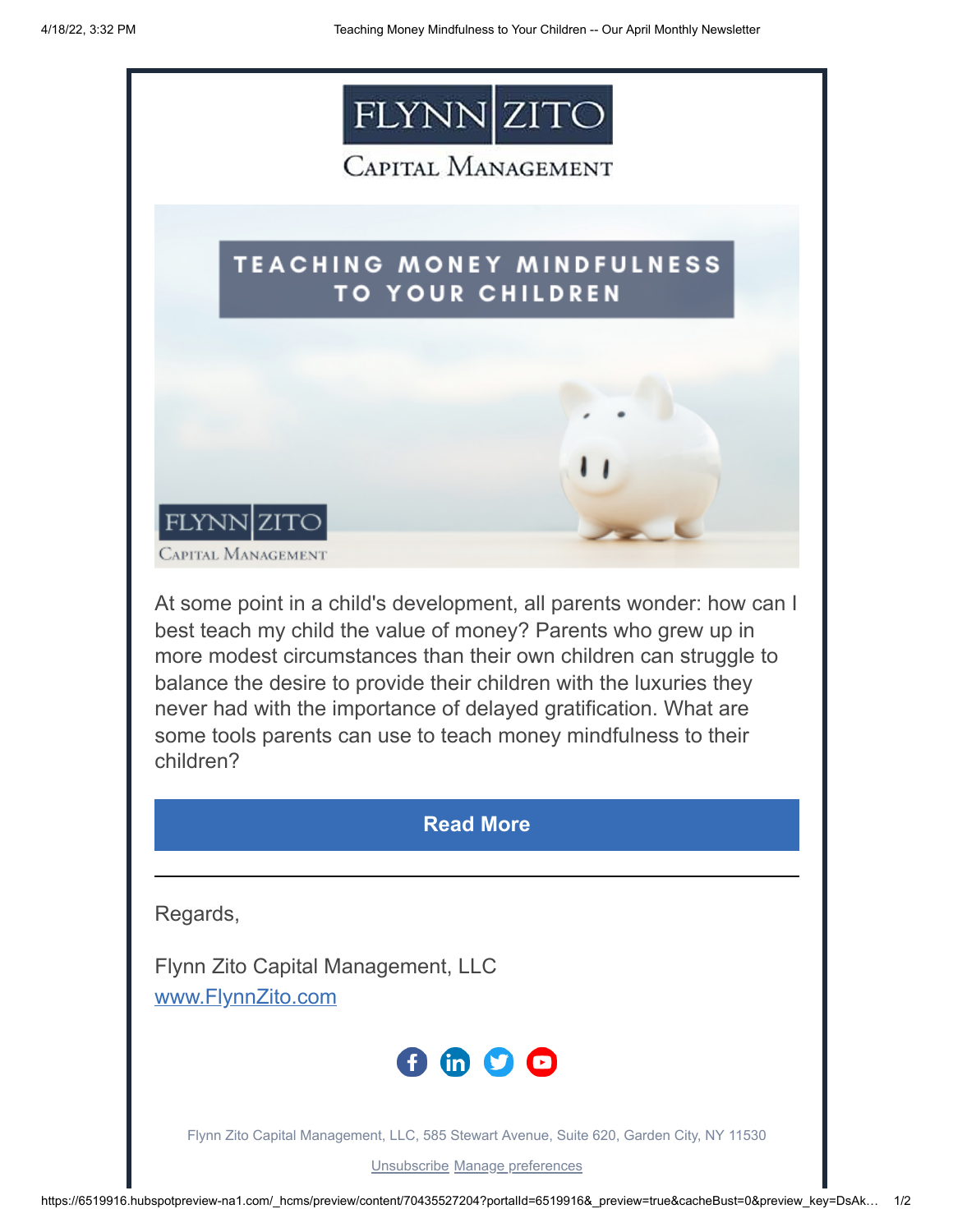# FLYNN ZITO

## Capital Management

# TEACHING MONEY MINDFULNESS TO YOUR CHILDREN

At some point in a child's development, all parents wonder: how can I best teach my child the value of money? Parents who grew up in more modest circumstances than their own children can struggle to balance the desire to provide their children with the luxuries they never had with the importance of delayed gratification. What are some tools parents can use to teach money mindfulness to their children?

**Read More**

---

Regards,

Flynn Zito Capital Management, LLC
www.FlynnZito.com

Flynn Zito Capital Management, LLC, 585 Stewart Avenue, Suite 620, Garden City, NY 11530

Unsubscribe Manage preferences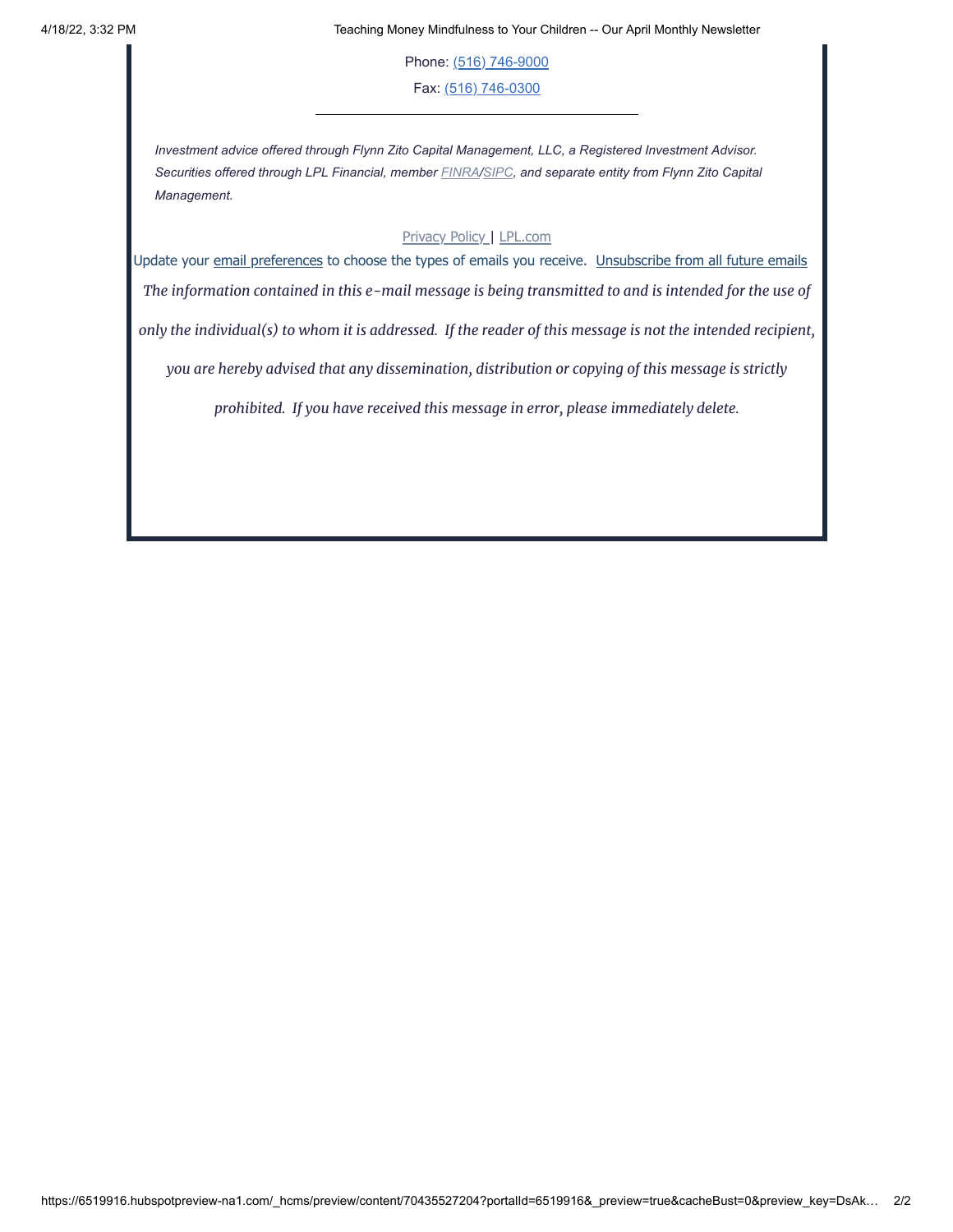Phone: (516) 746-9000

Fax: (516) 746-0300

---

*Investment advice offered through Flynn Zito Capital Management, LLC, a Registered Investment Advisor. Securities offered through LPL Financial, member FINRA/SIPC, and separate entity from Flynn Zito Capital Management.*

Privacy Policy | LPL.com

Update your email preferences to choose the types of emails you receive. Unsubscribe from all future emails

*The information contained in this e-mail message is being transmitted to and is intended for the use of only the individual(s) to whom it is addressed. If the reader of this message is not the intended recipient, you are hereby advised that any dissemination, distribution or copying of this message is strictly prohibited. If you have received this message in error, please immediately delete.*